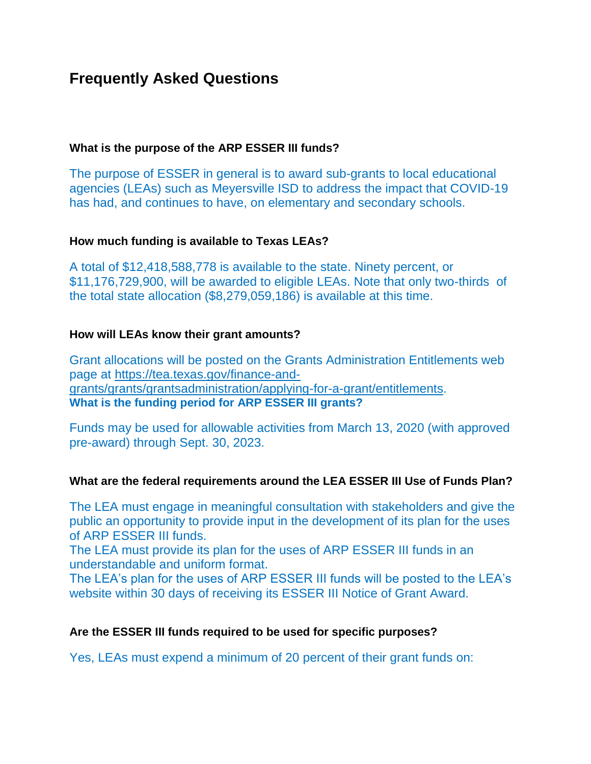# Frequently Asked Questions

**What is the purpose of the ARP ESSER III funds?**

The purpose of ESSER in general is to award sub-grants to local educational agencies (LEAs) such as Meyersville ISD to address the impact that COVID-19 has had, and continues to have, on elementary and secondary schools.

**How much funding is available to Texas LEAs?**

A total of $12,418,588,778 is available to the state. Ninety percent, or $11,176,729,900, will be awarded to eligible LEAs. Note that only two-thirds of the total state allocation ($8,279,059,186) is available at this time.

**How will LEAs know their grant amounts?**

Grant allocations will be posted on the Grants Administration Entitlements web page at https://tea.texas.gov/finance-and-grants/grants/grantsadministration/applying-for-a-grant/entitlements.

**What is the funding period for ARP ESSER III grants?**

Funds may be used for allowable activities from March 13, 2020 (with approved pre-award) through Sept. 30, 2023.

**What are the federal requirements around the LEA ESSER III Use of Funds Plan?**

The LEA must engage in meaningful consultation with stakeholders and give the public an opportunity to provide input in the development of its plan for the uses of ARP ESSER III funds.

The LEA must provide its plan for the uses of ARP ESSER III funds in an understandable and uniform format.

The LEA's plan for the uses of ARP ESSER III funds will be posted to the LEA's website within 30 days of receiving its ESSER III Notice of Grant Award.

**Are the ESSER III funds required to be used for specific purposes?**

Yes, LEAs must expend a minimum of 20 percent of their grant funds on: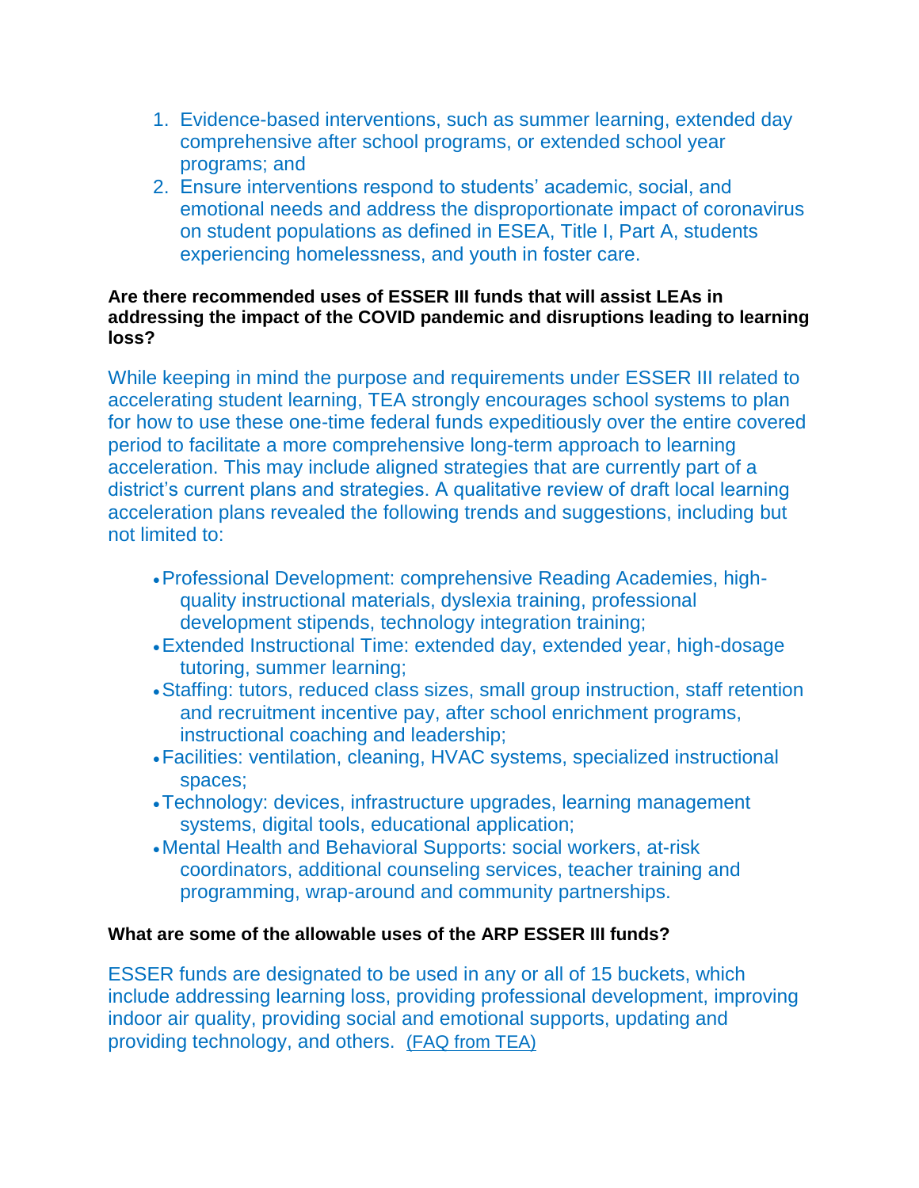1. Evidence-based interventions, such as summer learning, extended day comprehensive after school programs, or extended school year programs; and
2. Ensure interventions respond to students' academic, social, and emotional needs and address the disproportionate impact of coronavirus on student populations as defined in ESEA, Title I, Part A, students experiencing homelessness, and youth in foster care.

**Are there recommended uses of ESSER III funds that will assist LEAs in addressing the impact of the COVID pandemic and disruptions leading to learning loss?**

While keeping in mind the purpose and requirements under ESSER III related to accelerating student learning, TEA strongly encourages school systems to plan for how to use these one-time federal funds expeditiously over the entire covered period to facilitate a more comprehensive long-term approach to learning acceleration. This may include aligned strategies that are currently part of a district's current plans and strategies. A qualitative review of draft local learning acceleration plans revealed the following trends and suggestions, including but not limited to:

- Professional Development: comprehensive Reading Academies, high-quality instructional materials, dyslexia training, professional development stipends, technology integration training;
- Extended Instructional Time: extended day, extended year, high-dosage tutoring, summer learning;
- Staffing: tutors, reduced class sizes, small group instruction, staff retention and recruitment incentive pay, after school enrichment programs, instructional coaching and leadership;
- Facilities: ventilation, cleaning, HVAC systems, specialized instructional spaces;
- Technology: devices, infrastructure upgrades, learning management systems, digital tools, educational application;
- Mental Health and Behavioral Supports: social workers, at-risk coordinators, additional counseling services, teacher training and programming, wrap-around and community partnerships.

**What are some of the allowable uses of the ARP ESSER III funds?**

ESSER funds are designated to be used in any or all of 15 buckets, which include addressing learning loss, providing professional development, improving indoor air quality, providing social and emotional supports, updating and providing technology, and others. (FAQ from TEA)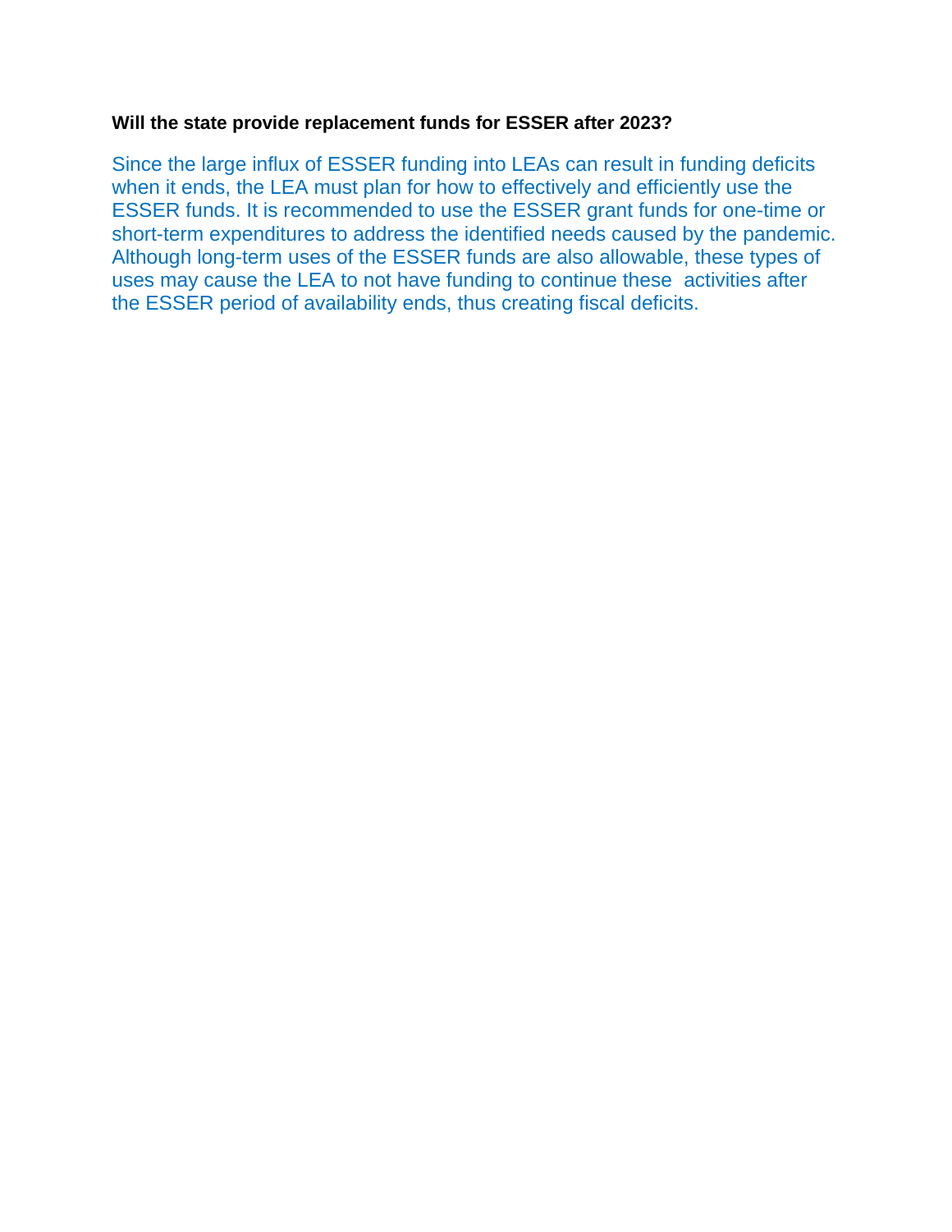**Will the state provide replacement funds for ESSER after 2023?**

Since the large influx of ESSER funding into LEAs can result in funding deficits when it ends, the LEA must plan for how to effectively and efficiently use the ESSER funds. It is recommended to use the ESSER grant funds for one-time or short-term expenditures to address the identified needs caused by the pandemic. Although long-term uses of the ESSER funds are also allowable, these types of uses may cause the LEA to not have funding to continue these activities after the ESSER period of availability ends, thus creating fiscal deficits.